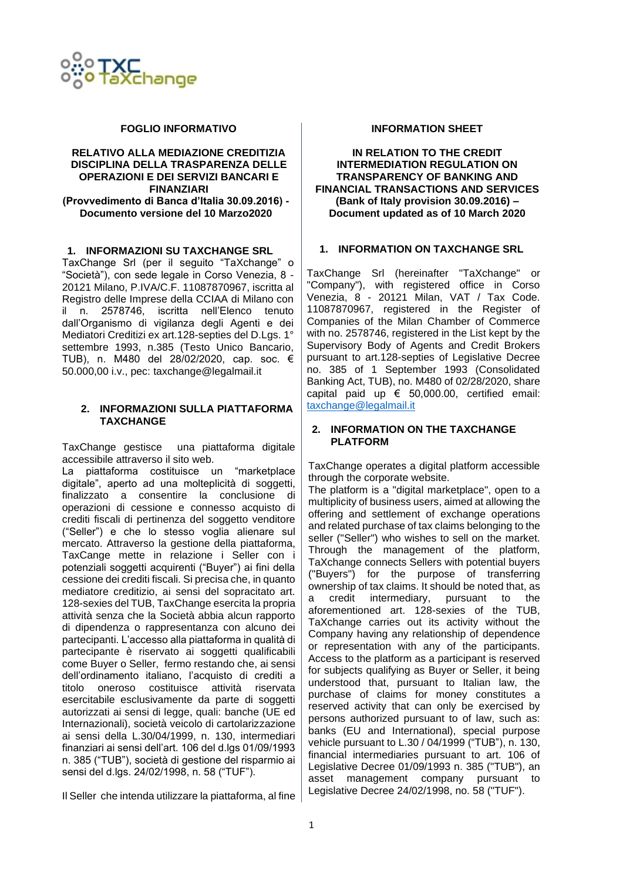TXC TaXchange

**FOGLIO INFORMATIVO**

**RELATIVO ALLA MEDIAZIONE CREDITIZIA DISCIPLINA DELLA TRASPARENZA DELLE OPERAZIONI E DEI SERVIZI BANCARI E FINANZIARI (Provvedimento di Banca d'Italia 30.09.2016) - Documento versione del 10 Marzo2020**

## 1. INFORMAZIONI SU TAXCHANGE SRL

TaxChange Srl (per il seguito "TaXchange" o "Società"), con sede legale in Corso Venezia, 8 - 20121 Milano, P.IVA/C.F. 11087870967, iscritta al Registro delle Imprese della CCIAA di Milano con il n. 2578746, iscritta nell'Elenco tenuto dall'Organismo di vigilanza degli Agenti e dei Mediatori Creditizi ex art.128-septies del D.Lgs. 1° settembre 1993, n.385 (Testo Unico Bancario, TUB), n. M480 del 28/02/2020, cap. soc. € 50.000,00 i.v., pec: taxchange@legalmail.it

## 2. INFORMAZIONI SULLA PIATTAFORMA TAXCHANGE

TaxChange gestisce una piattaforma digitale accessibile attraverso il sito web.
La piattaforma costituisce un "marketplace digitale", aperto ad una molteplicità di soggetti, finalizzato a consentire la conclusione di operazioni di cessione e connesso acquisto di crediti fiscali di pertinenza del soggetto venditore ("Seller") e che lo stesso voglia alienare sul mercato. Attraverso la gestione della piattaforma, TaxCange mette in relazione i Seller con i potenziali soggetti acquirenti ("Buyer") ai fini della cessione dei crediti fiscali. Si precisa che, in quanto mediatore creditizio, ai sensi del sopracitato art. 128-sexies del TUB, TaxChange esercita la propria attività senza che la Società abbia alcun rapporto di dipendenza o rappresentanza con alcuno dei partecipanti. L'accesso alla piattaforma in qualità di partecipante è riservato ai soggetti qualificabili come Buyer o Seller, fermo restando che, ai sensi dell'ordinamento italiano, l'acquisto di crediti a titolo oneroso costituisce attività riservata esercitabile esclusivamente da parte di soggetti autorizzati ai sensi di legge, quali: banche (UE ed Internazionali), società veicolo di cartolarizzazione ai sensi della L.30/04/1999, n. 130, intermediari finanziari ai sensi dell'art. 106 del d.lgs 01/09/1993 n. 385 ("TUB"), società di gestione del risparmio ai sensi del d.lgs. 24/02/1998, n. 58 ("TUF").

Il Seller che intenda utilizzare la piattaforma, al fine

**INFORMATION SHEET**

**IN RELATION TO THE CREDIT INTERMEDIATION REGULATION ON TRANSPARENCY OF BANKING AND FINANCIAL TRANSACTIONS AND SERVICES (Bank of Italy provision 30.09.2016) – Document updated as of 10 March 2020**

## 1. INFORMATION ON TAXCHANGE SRL

TaxChange Srl (hereinafter "TaXchange" or "Company"), with registered office in Corso Venezia, 8 - 20121 Milan, VAT / Tax Code. 11087870967, registered in the Register of Companies of the Milan Chamber of Commerce with no. 2578746, registered in the List kept by the Supervisory Body of Agents and Credit Brokers pursuant to art.128-septies of Legislative Decree no. 385 of 1 September 1993 (Consolidated Banking Act, TUB), no. M480 of 02/28/2020, share capital paid up € 50,000.00, certified email: taxchange@legalmail.it

## 2. INFORMATION ON THE TAXCHANGE PLATFORM

TaxChange operates a digital platform accessible through the corporate website.
The platform is a "digital marketplace", open to a multiplicity of business users, aimed at allowing the offering and settlement of exchange operations and related purchase of tax claims belonging to the seller ("Seller") who wishes to sell on the market. Through the management of the platform, TaXchange connects Sellers with potential buyers ("Buyers") for the purpose of transferring ownership of tax claims. It should be noted that, as a credit intermediary, pursuant to the aforementioned art. 128-sexies of the TUB, TaXchange carries out its activity without the Company having any relationship of dependence or representation with any of the participants. Access to the platform as a participant is reserved for subjects qualifying as Buyer or Seller, it being understood that, pursuant to Italian law, the purchase of claims for money constitutes a reserved activity that can only be exercised by persons authorized pursuant to of law, such as: banks (EU and International), special purpose vehicle pursuant to L.30 / 04/1999 ("TUB"), n. 130, financial intermediaries pursuant to art. 106 of Legislative Decree 01/09/1993 n. 385 ("TUB"), an asset management company pursuant to Legislative Decree 24/02/1998, no. 58 ("TUF").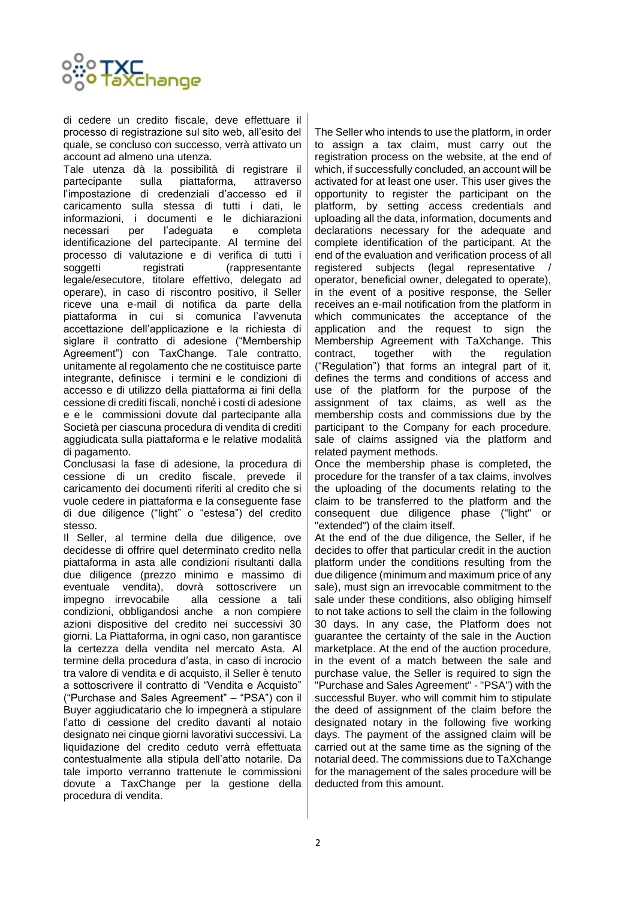di cedere un credito fiscale, deve effettuare il processo di registrazione sul sito web, all'esito del quale, se concluso con successo, verrà attivato un account ad almeno una utenza.

Tale utenza dà la possibilità di registrare il partecipante sulla piattaforma, attraverso l'impostazione di credenziali d'accesso ed il caricamento sulla stessa di tutti i dati, le informazioni, i documenti e le dichiarazioni necessari per l'adeguata e completa identificazione del partecipante. Al termine del processo di valutazione e di verifica di tutti i soggetti registrati (rappresentante legale/esecutore, titolare effettivo, delegato ad operare), in caso di riscontro positivo, il Seller riceve una e-mail di notifica da parte della piattaforma in cui si comunica l'avvenuta accettazione dell'applicazione e la richiesta di siglare il contratto di adesione ("Membership Agreement") con TaxChange. Tale contratto, unitamente al regolamento che ne costituisce parte integrante, definisce i termini e le condizioni di accesso e di utilizzo della piattaforma ai fini della cessione di crediti fiscali, nonché i costi di adesione e e le commissioni dovute dal partecipante alla Società per ciascuna procedura di vendita di crediti aggiudicata sulla piattaforma e le relative modalità di pagamento.

Conclusasi la fase di adesione, la procedura di cessione di un credito fiscale, prevede il caricamento dei documenti riferiti al credito che si vuole cedere in piattaforma e la conseguente fase di due diligence ("light" o "estesa") del credito stesso.

Il Seller, al termine della due diligence, ove decidesse di offrire quel determinato credito nella piattaforma in asta alle condizioni risultanti dalla due diligence (prezzo minimo e massimo di eventuale vendita), dovrà sottoscrivere un impegno irrevocabile alla cessione a tali condizioni, obbligandosi anche a non compiere azioni dispositive del credito nei successivi 30 giorni. La Piattaforma, in ogni caso, non garantisce la certezza della vendita nel mercato Asta. Al termine della procedura d'asta, in caso di incrocio tra valore di vendita e di acquisto, il Seller è tenuto a sottoscrivere il contratto di "Vendita e Acquisto" ("Purchase and Sales Agreement" – "PSA") con il Buyer aggiudicatario che lo impegnerà a stipulare l'atto di cessione del credito davanti al notaio designato nei cinque giorni lavorativi successivi. La liquidazione del credito ceduto verrà effettuata contestualmente alla stipula dell'atto notarile. Da tale importo verranno trattenute le commissioni dovute a TaxChange per la gestione della procedura di vendita.

The Seller who intends to use the platform, in order to assign a tax claim, must carry out the registration process on the website, at the end of which, if successfully concluded, an account will be activated for at least one user. This user gives the opportunity to register the participant on the platform, by setting access credentials and uploading all the data, information, documents and declarations necessary for the adequate and complete identification of the participant. At the end of the evaluation and verification process of all registered subjects (legal representative / operator, beneficial owner, delegated to operate), in the event of a positive response, the Seller receives an e-mail notification from the platform in which communicates the acceptance of the application and the request to sign the Membership Agreement with TaXchange. This contract, together with the regulation ("Regulation") that forms an integral part of it, defines the terms and conditions of access and use of the platform for the purpose of the assignment of tax claims, as well as the membership costs and commissions due by the participant to the Company for each procedure. sale of claims assigned via the platform and related payment methods.

Once the membership phase is completed, the procedure for the transfer of a tax claims, involves the uploading of the documents relating to the claim to be transferred to the platform and the consequent due diligence phase ("light" or "extended") of the claim itself.

At the end of the due diligence, the Seller, if he decides to offer that particular credit in the auction platform under the conditions resulting from the due diligence (minimum and maximum price of any sale), must sign an irrevocable commitment to the sale under these conditions, also obliging himself to not take actions to sell the claim in the following 30 days. In any case, the Platform does not guarantee the certainty of the sale in the Auction marketplace. At the end of the auction procedure, in the event of a match between the sale and purchase value, the Seller is required to sign the "Purchase and Sales Agreement" - "PSA") with the successful Buyer. who will commit him to stipulate the deed of assignment of the claim before the designated notary in the following five working days. The payment of the assigned claim will be carried out at the same time as the signing of the notarial deed. The commissions due to TaXchange for the management of the sales procedure will be deducted from this amount.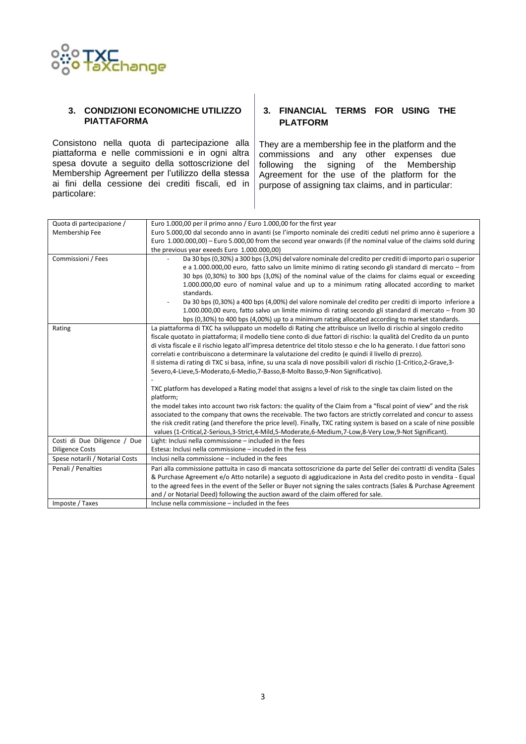### 3. CONDIZIONI ECONOMICHE UTILIZZO PIATTAFORMA

Consistono nella quota di partecipazione alla piattaforma e nelle commissioni e in ogni altra spesa dovute a seguito della sottoscrizione del Membership Agreement per l'utilizzo della stessa ai fini della cessione dei crediti fiscali, ed in particolare:

### 3. FINANCIAL TERMS FOR USING THE PLATFORM

They are a membership fee in the platform and the commissions and any other expenses due following the signing of the Membership Agreement for the use of the platform for the purpose of assigning tax claims, and in particular:

| | |
|---|---|
| Quota di partecipazione / Membership Fee | Euro 1.000,00 per il primo anno / Euro 1.000,00 for the first year<br>Euro 5.000,00 dal secondo anno in avanti (se l'importo nominale dei crediti ceduti nel primo anno è superiore a Euro 1.000.000,00) – Euro 5.000,00 from the second year onwards (if the nominal value of the claims sold during the previous year exeeds Euro 1.000.000,00) |
| Commissioni / Fees | - Da 30 bps (0,30%) a 300 bps (3,0%) del valore nominale del credito per crediti di importo pari o superior e a 1.000.000,00 euro, fatto salvo un limite minimo di rating secondo gli standard di mercato – from 30 bps (0,30%) to 300 bps (3,0%) of the nominal value of the claims for claims equal or exceeding 1.000.000,00 euro of nominal value and up to a minimum rating allocated according to market standards.<br>- Da 30 bps (0,30%) a 400 bps (4,00%) del valore nominale del credito per crediti di importo inferiore a 1.000.000,00 euro, fatto salvo un limite minimo di rating secondo gli standard di mercato – from 30 bps (0,30%) to 400 bps (4,00%) up to a minimum rating allocated according to market standards. |
| Rating | La piattaforma di TXC ha sviluppato un modello di Rating che attribuisce un livello di rischio al singolo credito fiscale quotato in piattaforma; il modello tiene conto di due fattori di rischio: la qualità del Credito da un punto di vista fiscale e il rischio legato all'impresa detentrice del titolo stesso e che lo ha generato. I due fattori sono correlati e contribuiscono a determinare la valutazione del credito (e quindi il livello di prezzo).<br>Il sistema di rating di TXC si basa, infine, su una scala di nove possibili valori di rischio (1-Critico,2-Grave,3-Severo,4-Lieve,5-Moderato,6-Medio,7-Basso,8-Molto Basso,9-Non Significativo).<br>-<br>TXC platform has developed a Rating model that assigns a level of risk to the single tax claim listed on the platform;<br>the model takes into account two risk factors: the quality of the Claim from a "fiscal point of view" and the risk associated to the company that owns the receivable. The two factors are strictly correlated and concur to assess the risk credit rating (and therefore the price level). Finally, TXC rating system is based on a scale of nine possible values (1-Critical,2-Serious,3-Strict,4-Mild,5-Moderate,6-Medium,7-Low,8-Very Low,9-Not Significant). |
| Costi di Due Diligence / Due Diligence Costs | Light: Inclusi nella commissione – included in the fees<br>Estesa: Inclusi nella commissione – incuded in the fess |
| Spese notarili / Notarial Costs | Inclusi nella commissione – included in the fees |
| Penali / Penalties | Pari alla commissione pattuita in caso di mancata sottoscrizione da parte del Seller dei contratti di vendita (Sales & Purchase Agreement e/o Atto notarile) a seguoto di aggiudicazione in Asta del credito posto in vendita - Equal to the agreed fees in the event of the Seller or Buyer not signing the sales contracts (Sales & Purchase Agreement and / or Notarial Deed) following the auction award of the claim offered for sale. |
| Imposte / Taxes | Incluse nella commissione – included in the fees |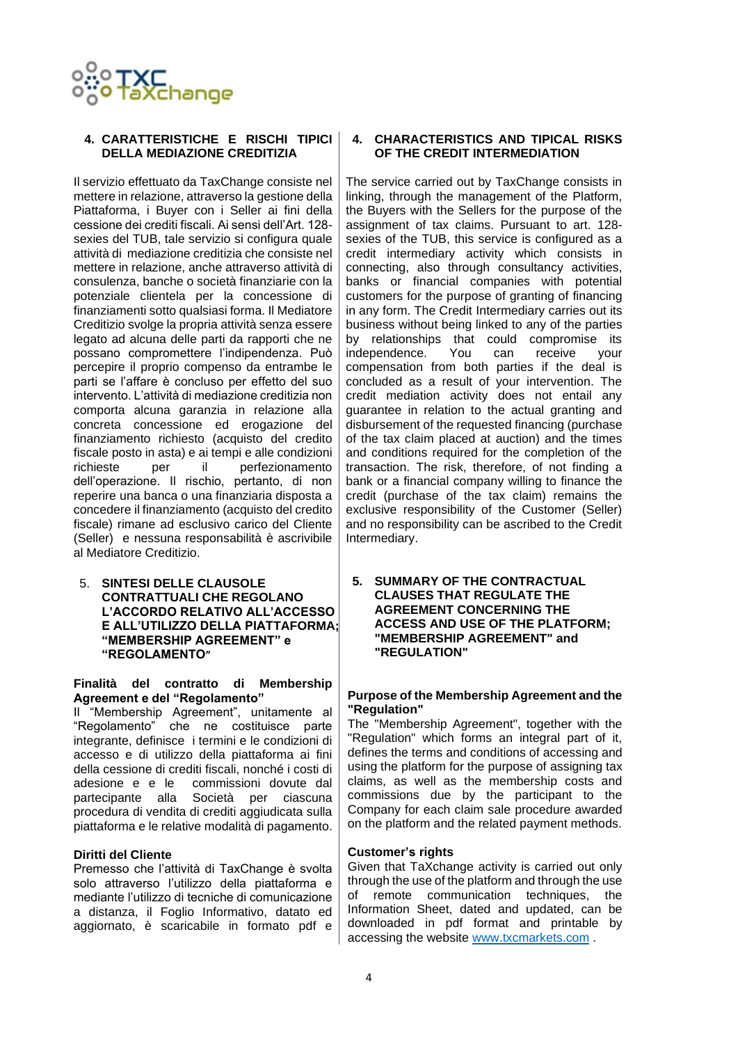## 4. CARATTERISTICHE E RISCHI TIPICI DELLA MEDIAZIONE CREDITIZIA

Il servizio effettuato da TaxChange consiste nel mettere in relazione, attraverso la gestione della Piattaforma, i Buyer con i Seller ai fini della cessione dei crediti fiscali. Ai sensi dell'Art. 128-sexies del TUB, tale servizio si configura quale attività di mediazione creditizia che consiste nel mettere in relazione, anche attraverso attività di consulenza, banche o società finanziarie con la potenziale clientela per la concessione di finanziamenti sotto qualsiasi forma. Il Mediatore Creditizio svolge la propria attività senza essere legato ad alcuna delle parti da rapporti che ne possano compromettere l'indipendenza. Può percepire il proprio compenso da entrambe le parti se l'affare è concluso per effetto del suo intervento. L'attività di mediazione creditizia non comporta alcuna garanzia in relazione alla concreta concessione ed erogazione del finanziamento richiesto (acquisto del credito fiscale posto in asta) e ai tempi e alle condizioni richieste per il perfezionamento dell'operazione. Il rischio, pertanto, di non reperire una banca o una finanziaria disposta a concedere il finanziamento (acquisto del credito fiscale) rimane ad esclusivo carico del Cliente (Seller) e nessuna responsabilità è ascrivibile al Mediatore Creditizio.

## 5. SINTESI DELLE CLAUSOLE CONTRATTUALI CHE REGOLANO L'ACCORDO RELATIVO ALL'ACCESSO E ALL'UTILIZZO DELLA PIATTAFORMA; "MEMBERSHIP AGREEMENT" e "REGOLAMENTO"

**Finalità del contratto di Membership Agreement e del "Regolamento"**

Il "Membership Agreement", unitamente al "Regolamento" che ne costituisce parte integrante, definisce i termini e le condizioni di accesso e di utilizzo della piattaforma ai fini della cessione di crediti fiscali, nonché i costi di adesione e e le commissioni dovute dal partecipante alla Società per ciascuna procedura di vendita di crediti aggiudicata sulla piattaforma e le relative modalità di pagamento.

**Diritti del Cliente**

Premesso che l'attività di TaxChange è svolta solo attraverso l'utilizzo della piattaforma e mediante l'utilizzo di tecniche di comunicazione a distanza, il Foglio Informativo, datato ed aggiornato, è scaricabile in formato pdf e

## 4. CHARACTERISTICS AND TIPICAL RISKS OF THE CREDIT INTERMEDIATION

The service carried out by TaxChange consists in linking, through the management of the Platform, the Buyers with the Sellers for the purpose of the assignment of tax claims. Pursuant to art. 128-sexies of the TUB, this service is configured as a credit intermediary activity which consists in connecting, also through consultancy activities, banks or financial companies with potential customers for the purpose of granting of financing in any form. The Credit Intermediary carries out its business without being linked to any of the parties by relationships that could compromise its independence. You can receive your compensation from both parties if the deal is concluded as a result of your intervention. The credit mediation activity does not entail any guarantee in relation to the actual granting and disbursement of the requested financing (purchase of the tax claim placed at auction) and the times and conditions required for the completion of the transaction. The risk, therefore, of not finding a bank or a financial company willing to finance the credit (purchase of the tax claim) remains the exclusive responsibility of the Customer (Seller) and no responsibility can be ascribed to the Credit Intermediary.

## 5. SUMMARY OF THE CONTRACTUAL CLAUSES THAT REGULATE THE AGREEMENT CONCERNING THE ACCESS AND USE OF THE PLATFORM; "MEMBERSHIP AGREEMENT" and "REGULATION"

**Purpose of the Membership Agreement and the "Regulation"**

The "Membership Agreement", together with the "Regulation" which forms an integral part of it, defines the terms and conditions of accessing and using the platform for the purpose of assigning tax claims, as well as the membership costs and commissions due by the participant to the Company for each claim sale procedure awarded on the platform and the related payment methods.

**Customer's rights**

Given that TaXchange activity is carried out only through the use of the platform and through the use of remote communication techniques, the Information Sheet, dated and updated, can be downloaded in pdf format and printable by accessing the website www.txcmarkets.com .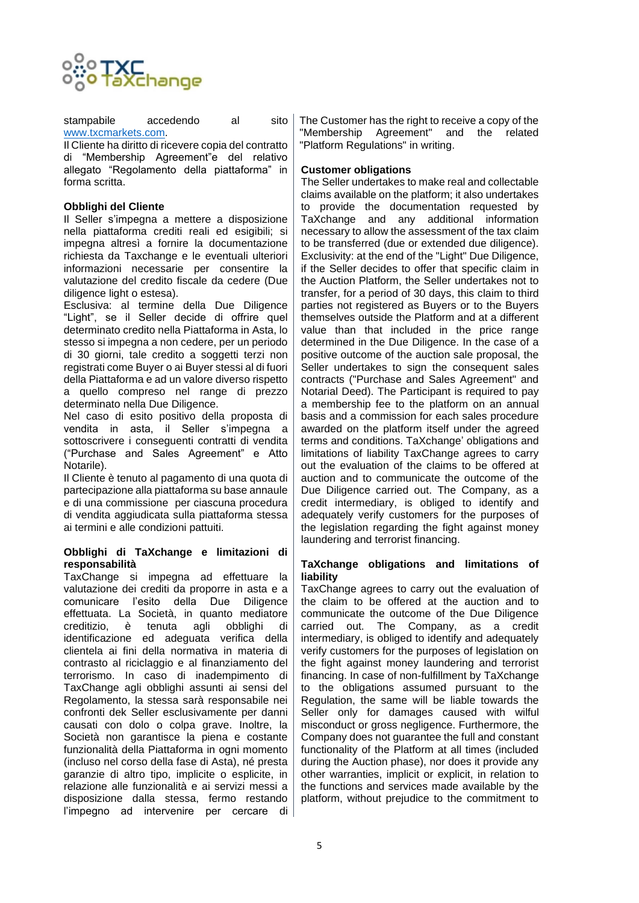stampabile accedendo al sito www.txcmarkets.com.

Il Cliente ha diritto di ricevere copia del contratto di "Membership Agreement"e del relativo allegato "Regolamento della piattaforma" in forma scritta.

**Obblighi del Cliente**

Il Seller s'impegna a mettere a disposizione nella piattaforma crediti reali ed esigibili; si impegna altresì a fornire la documentazione richiesta da Taxchange e le eventuali ulteriori informazioni necessarie per consentire la valutazione del credito fiscale da cedere (Due diligence light o estesa).

Esclusiva: al termine della Due Diligence "Light", se il Seller decide di offrire quel determinato credito nella Piattaforma in Asta, lo stesso si impegna a non cedere, per un periodo di 30 giorni, tale credito a soggetti terzi non registrati come Buyer o ai Buyer stessi al di fuori della Piattaforma e ad un valore diverso rispetto a quello compreso nel range di prezzo determinato nella Due Diligence.

Nel caso di esito positivo della proposta di vendita in asta, il Seller s'impegna a sottoscrivere i conseguenti contratti di vendita ("Purchase and Sales Agreement" e Atto Notarile).

Il Cliente è tenuto al pagamento di una quota di partecipazione alla piattaforma su base annuale e di una commissione per ciascuna procedura di vendita aggiudicata sulla piattaforma stessa ai termini e alle condizioni pattuiti.

**Obblighi di TaXchange e limitazioni di responsabilità**

TaxChange si impegna ad effettuare la valutazione dei crediti da proporre in asta e a comunicare l'esito della Due Diligence effettuata. La Società, in quanto mediatore creditizio, è tenuta agli obblighi di identificazione ed adeguata verifica della clientela ai fini della normativa in materia di contrasto al riciclaggio e al finanziamento del terrorismo. In caso di inadempimento di TaxChange agli obblighi assunti ai sensi del Regolamento, la stessa sarà responsabile nei confronti dek Seller esclusivamente per danni causati con dolo o colpa grave. Inoltre, la Società non garantisce la piena e costante funzionalità della Piattaforma in ogni momento (incluso nel corso della fase di Asta), né presta garanzie di altro tipo, implicite o esplicite, in relazione alle funzionalità e ai servizi messi a disposizione dalla stessa, fermo restando l'impegno ad intervenire per cercare di

The Customer has the right to receive a copy of the "Membership Agreement" and the related "Platform Regulations" in writing.

**Customer obligations**

The Seller undertakes to make real and collectable claims available on the platform; it also undertakes to provide the documentation requested by TaXchange and any additional information necessary to allow the assessment of the tax claim to be transferred (due or extended due diligence). Exclusivity: at the end of the "Light" Due Diligence, if the Seller decides to offer that specific claim in the Auction Platform, the Seller undertakes not to transfer, for a period of 30 days, this claim to third parties not registered as Buyers or to the Buyers themselves outside the Platform and at a different value than that included in the price range determined in the Due Diligence. In the case of a positive outcome of the auction sale proposal, the Seller undertakes to sign the consequent sales contracts ("Purchase and Sales Agreement" and Notarial Deed). The Participant is required to pay a membership fee to the platform on an annual basis and a commission for each sales procedure awarded on the platform itself under the agreed terms and conditions. TaXchange' obligations and limitations of liability TaxChange agrees to carry out the evaluation of the claims to be offered at auction and to communicate the outcome of the Due Diligence carried out. The Company, as a credit intermediary, is obliged to identify and adequately verify customers for the purposes of the legislation regarding the fight against money laundering and terrorist financing.

**TaXchange obligations and limitations of liability**

TaxChange agrees to carry out the evaluation of the claim to be offered at the auction and to communicate the outcome of the Due Diligence carried out. The Company, as a credit intermediary, is obliged to identify and adequately verify customers for the purposes of legislation on the fight against money laundering and terrorist financing. In case of non-fulfillment by TaXchange to the obligations assumed pursuant to the Regulation, the same will be liable towards the Seller only for damages caused with wilful misconduct or gross negligence. Furthermore, the Company does not guarantee the full and constant functionality of the Platform at all times (included during the Auction phase), nor does it provide any other warranties, implicit or explicit, in relation to the functions and services made available by the platform, without prejudice to the commitment to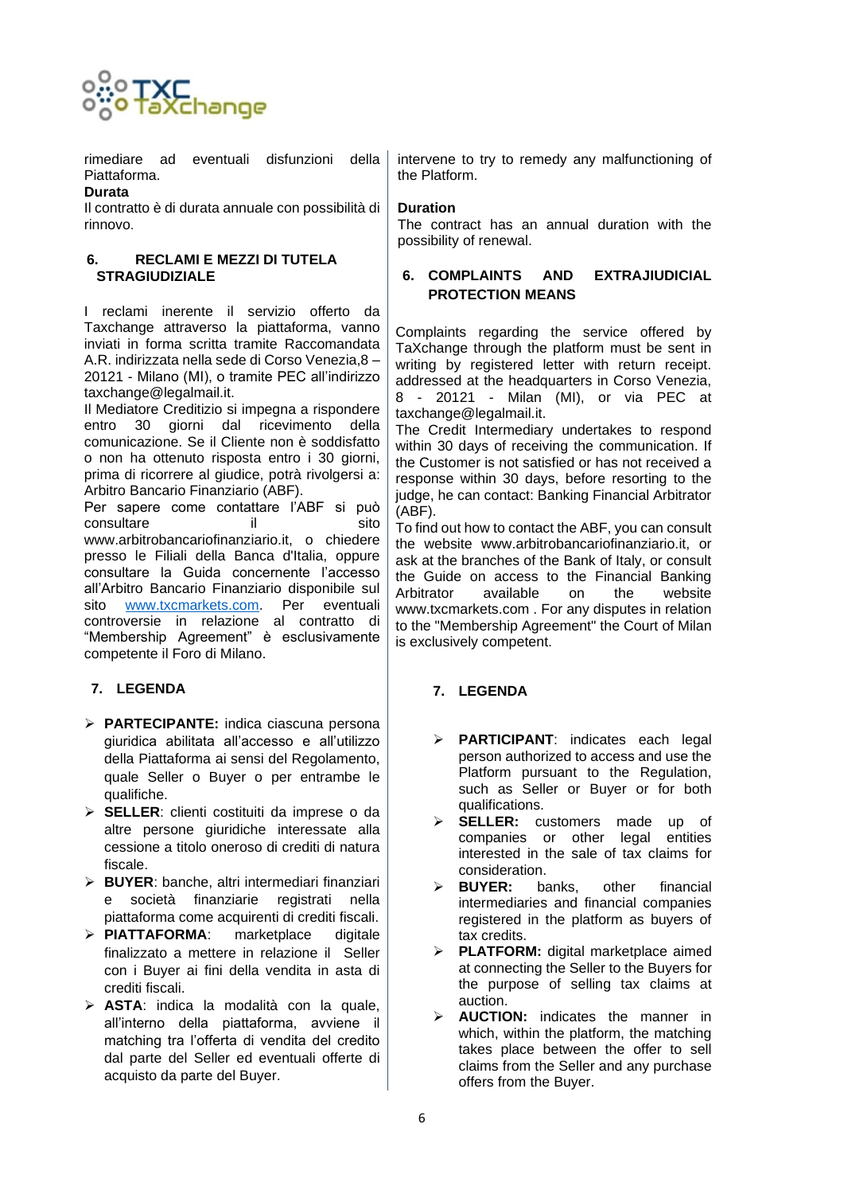rimediare ad eventuali disfunzioni della Piattaforma.

**Durata**

Il contratto è di durata annuale con possibilità di rinnovo.

## 6. RECLAMI E MEZZI DI TUTELA STRAGIUDIZIALE

I reclami inerente il servizio offerto da Taxchange attraverso la piattaforma, vanno inviati in forma scritta tramite Raccomandata A.R. indirizzata nella sede di Corso Venezia,8 – 20121 - Milano (MI), o tramite PEC all'indirizzo taxchange@legalmail.it.

Il Mediatore Creditizio si impegna a rispondere entro 30 giorni dal ricevimento della comunicazione. Se il Cliente non è soddisfatto o non ha ottenuto risposta entro i 30 giorni, prima di ricorrere al giudice, potrà rivolgersi a: Arbitro Bancario Finanziario (ABF).

Per sapere come contattare l'ABF si può consultare il sito www.arbitrobancariofinanziario.it, o chiedere presso le Filiali della Banca d'Italia, oppure consultare la Guida concernente l'accesso all'Arbitro Bancario Finanziario disponibile sul sito www.txcmarkets.com. Per eventuali controversie in relazione al contratto di "Membership Agreement" è esclusivamente competente il Foro di Milano.

## 7. LEGENDA

- **PARTECIPANTE:** indica ciascuna persona giuridica abilitata all'accesso e all'utilizzo della Piattaforma ai sensi del Regolamento, quale Seller o Buyer o per entrambe le qualifiche.
- **SELLER**: clienti costituiti da imprese o da altre persone giuridiche interessate alla cessione a titolo oneroso di crediti di natura fiscale.
- **BUYER**: banche, altri intermediari finanziari e società finanziarie registrati nella piattaforma come acquirenti di crediti fiscali.
- **PIATTAFORMA**: marketplace digitale finalizzato a mettere in relazione il Seller con i Buyer ai fini della vendita in asta di crediti fiscali.
- **ASTA**: indica la modalità con la quale, all'interno della piattaforma, avviene il matching tra l'offerta di vendita del credito dal parte del Seller ed eventuali offerte di acquisto da parte del Buyer.

---

intervene to try to remedy any malfunctioning of the Platform.

**Duration**

The contract has an annual duration with the possibility of renewal.

## 6. COMPLAINTS AND EXTRAJIUDICIAL PROTECTION MEANS

Complaints regarding the service offered by TaXchange through the platform must be sent in writing by registered letter with return receipt. addressed at the headquarters in Corso Venezia, 8 - 20121 - Milan (MI), or via PEC at taxchange@legalmail.it.

The Credit Intermediary undertakes to respond within 30 days of receiving the communication. If the Customer is not satisfied or has not received a response within 30 days, before resorting to the judge, he can contact: Banking Financial Arbitrator (ABF).

To find out how to contact the ABF, you can consult the website www.arbitrobancariofinanziario.it, or ask at the branches of the Bank of Italy, or consult the Guide on access to the Financial Banking Arbitrator available on the website www.txcmarkets.com . For any disputes in relation to the "Membership Agreement" the Court of Milan is exclusively competent.

## 7. LEGENDA

- **PARTICIPANT**: indicates each legal person authorized to access and use the Platform pursuant to the Regulation, such as Seller or Buyer or for both qualifications.
- **SELLER:** customers made up of companies or other legal entities interested in the sale of tax claims for consideration.
- **BUYER:** banks, other financial intermediaries and financial companies registered in the platform as buyers of tax credits.
- **PLATFORM:** digital marketplace aimed at connecting the Seller to the Buyers for the purpose of selling tax claims at auction.
- **AUCTION:** indicates the manner in which, within the platform, the matching takes place between the offer to sell claims from the Seller and any purchase offers from the Buyer.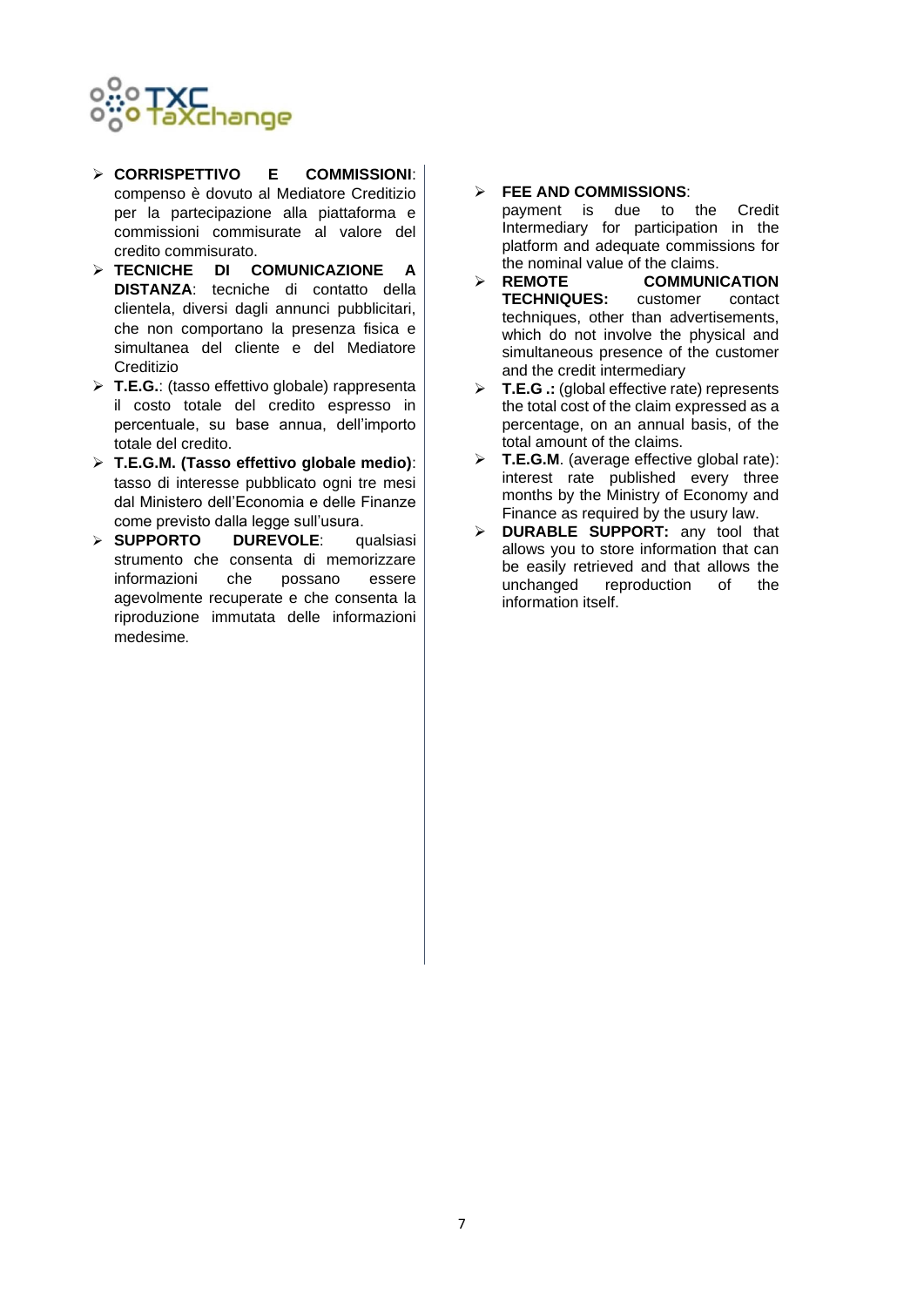- **CORRISPETTIVO E COMMISSIONI**: compenso è dovuto al Mediatore Creditizio per la partecipazione alla piattaforma e commissioni commisurate al valore del credito commisurato.
- **TECNICHE DI COMUNICAZIONE A DISTANZA**: tecniche di contatto della clientela, diversi dagli annunci pubblicitari, che non comportano la presenza fisica e simultanea del cliente e del Mediatore Creditizio
- **T.E.G.**: (tasso effettivo globale) rappresenta il costo totale del credito espresso in percentuale, su base annua, dell'importo totale del credito.
- **T.E.G.M. (Tasso effettivo globale medio)**: tasso di interesse pubblicato ogni tre mesi dal Ministero dell'Economia e delle Finanze come previsto dalla legge sull'usura.
- **SUPPORTO DUREVOLE**: qualsiasi strumento che consenta di memorizzare informazioni che possano essere agevolmente recuperate e che consenta la riproduzione immutata delle informazioni medesime.

- **FEE AND COMMISSIONS**: payment is due to the Credit Intermediary for participation in the platform and adequate commissions for the nominal value of the claims.
- **REMOTE COMMUNICATION TECHNIQUES:** customer contact techniques, other than advertisements, which do not involve the physical and simultaneous presence of the customer and the credit intermediary
- **T.E.G .:** (global effective rate) represents the total cost of the claim expressed as a percentage, on an annual basis, of the total amount of the claims.
- **T.E.G.M**. (average effective global rate): interest rate published every three months by the Ministry of Economy and Finance as required by the usury law.
- **DURABLE SUPPORT:** any tool that allows you to store information that can be easily retrieved and that allows the unchanged reproduction of the information itself.